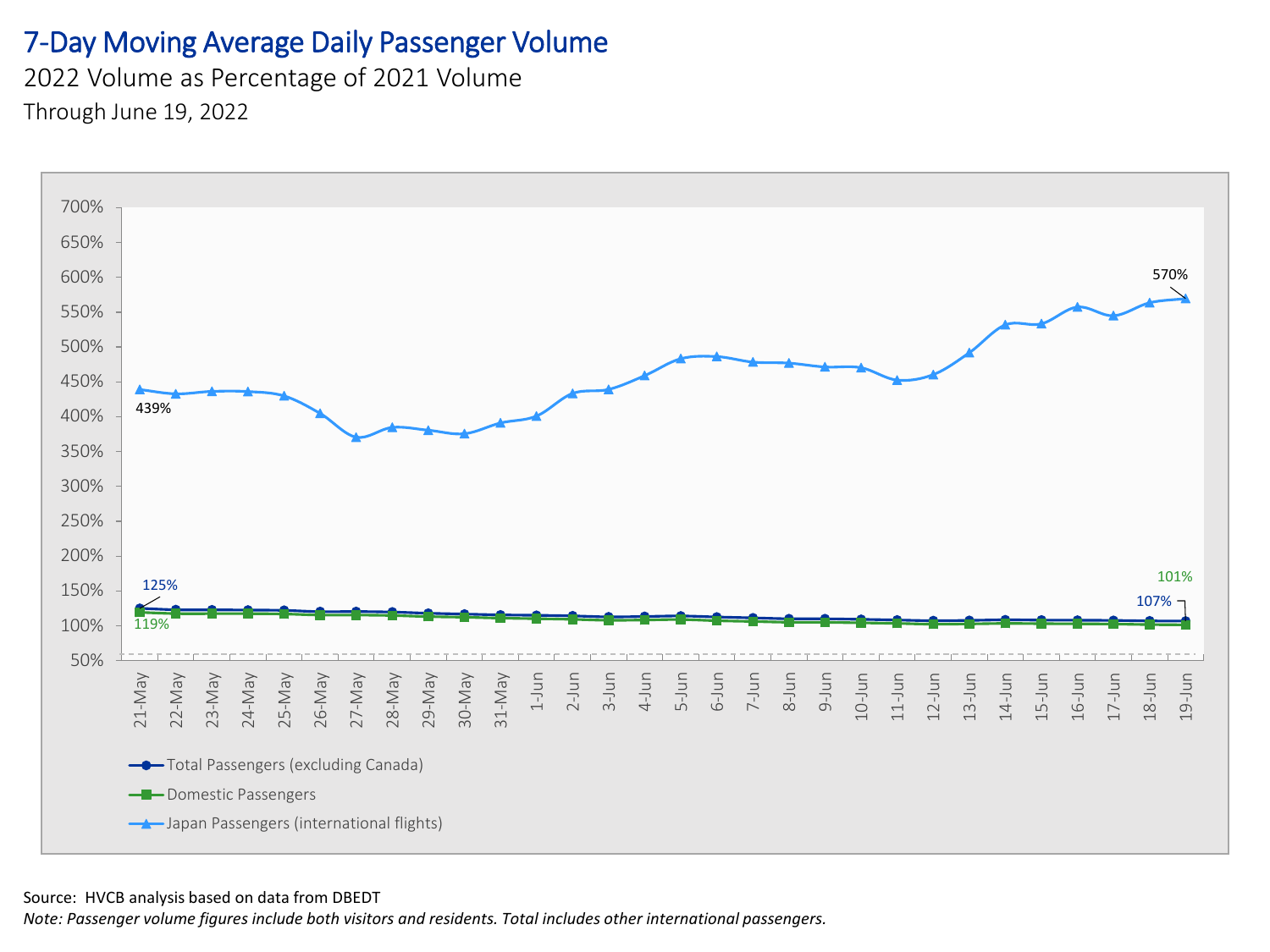# 7-Day Moving Average Daily Passenger Volume

2022 Volume as Percentage of 2021 Volume

Through June 19, 2022

700%
650%
600%
550%
500%
450%
400%
350%
300%
250%
200%
150%
100%
50%

439%

570%

125%

119%

101%

107%

21-May 22-May 23-May 24-May 25-May 26-May 27-May 28-May 29-May 30-May 31-May 1-Jun 2-Jun 3-Jun 4-Jun 5-Jun 6-Jun 7-Jun 8-Jun 9-Jun 10-Jun 11-Jun 12-Jun 13-Jun 14-Jun 15-Jun 16-Jun 17-Jun 18-Jun 19-Jun

- Total Passengers (excluding Canada)
- Domestic Passengers
- Japan Passengers (international flights)

Source: HVCB analysis based on data from DBEDT

*Note: Passenger volume figures include both visitors and residents. Total includes other international passengers.*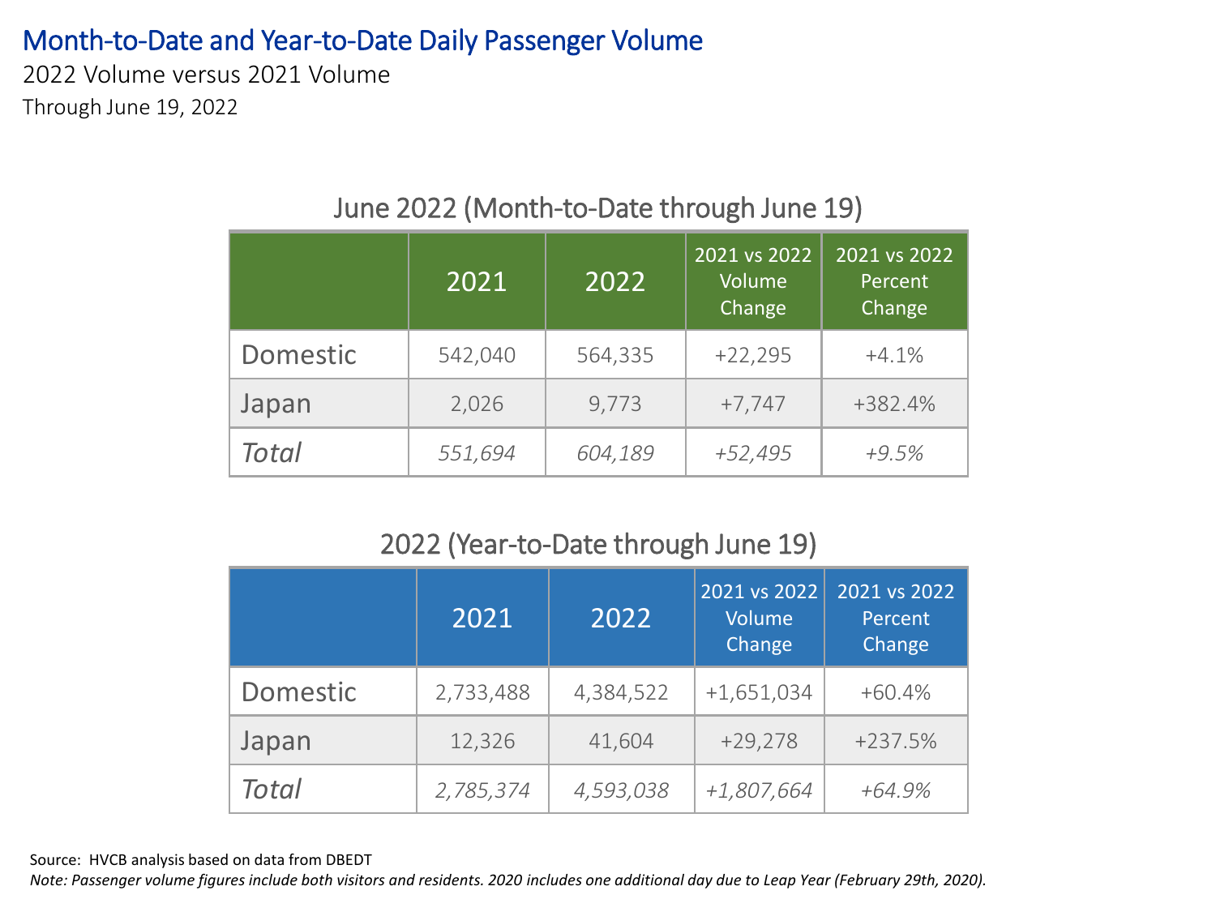# Month-to-Date and Year-to-Date Daily Passenger Volume

2022 Volume versus 2021 Volume

Through June 19, 2022

## June 2022 (Month-to-Date through June 19)

| | 2021 | 2022 | 2021 vs 2022 Volume Change | 2021 vs 2022 Percent Change |
|---|---|---|---|---|
| Domestic | 542,040 | 564,335 | +22,295 | +4.1% |
| Japan | 2,026 | 9,773 | +7,747 | +382.4% |
| *Total* | *551,694* | *604,189* | *+52,495* | *+9.5%* |

## 2022 (Year-to-Date through June 19)

| | 2021 | 2022 | 2021 vs 2022 Volume Change | 2021 vs 2022 Percent Change |
|---|---|---|---|---|
| Domestic | 2,733,488 | 4,384,522 | +1,651,034 | +60.4% |
| Japan | 12,326 | 41,604 | +29,278 | +237.5% |
| *Total* | *2,785,374* | *4,593,038* | *+1,807,664* | *+64.9%* |

Source: HVCB analysis based on data from DBEDT

*Note: Passenger volume figures include both visitors and residents. 2020 includes one additional day due to Leap Year (February 29th, 2020).*